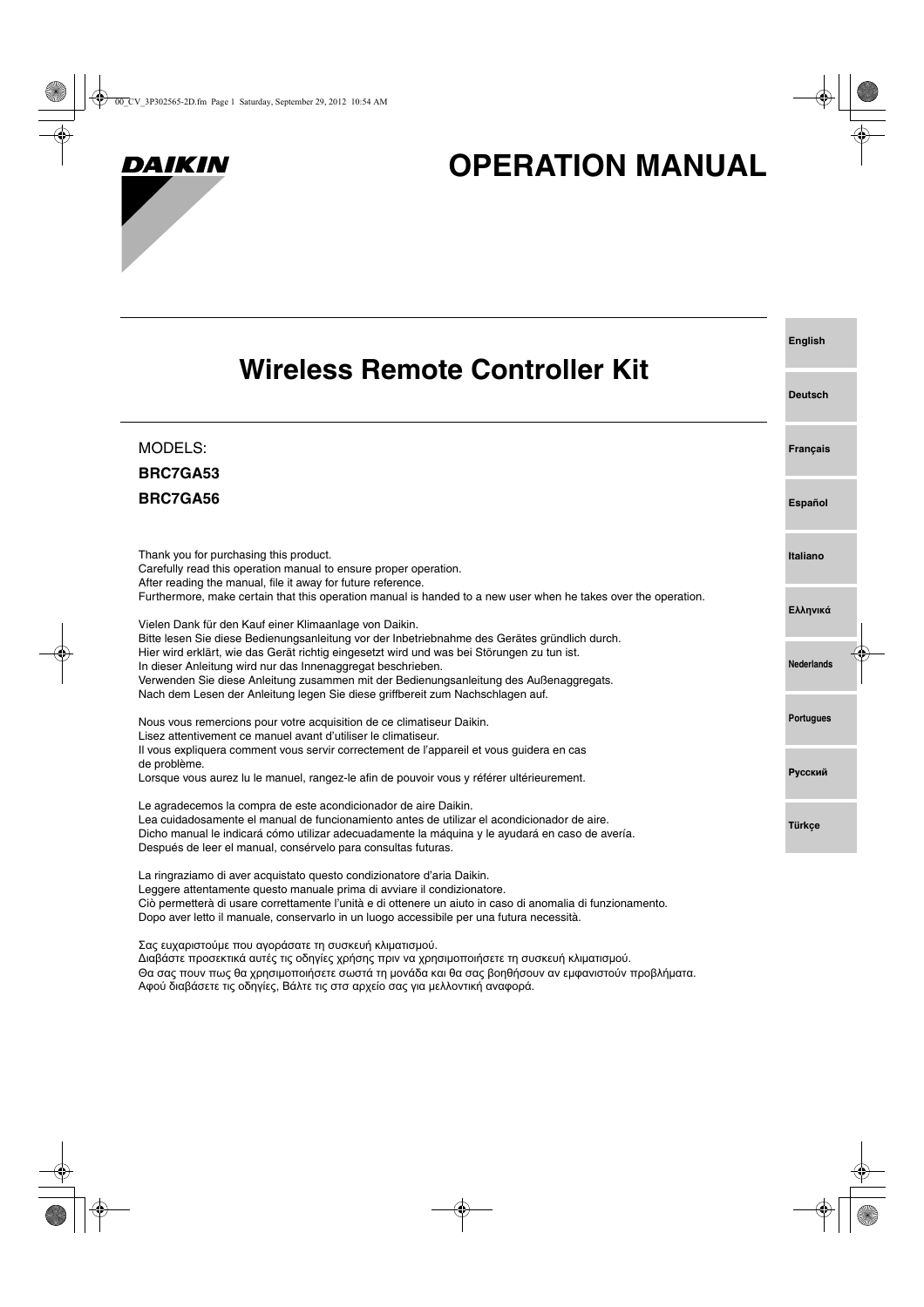DAIKIN

# OPERATION MANUAL

## Wireless Remote Controller Kit

MODELS:

**BRC7GA53**

**BRC7GA56**

English
Deutsch
Français
Español
Italiano
Ελληνικά
Nederlands
Portugues
Русский
Türkçe

Thank you for purchasing this product.
Carefully read this operation manual to ensure proper operation.
After reading the manual, file it away for future reference.
Furthermore, make certain that this operation manual is handed to a new user when he takes over the operation.

Vielen Dank für den Kauf einer Klimaanlage von Daikin.
Bitte lesen Sie diese Bedienungsanleitung vor der Inbetriebnahme des Gerätes gründlich durch.
Hier wird erklärt, wie das Gerät richtig eingesetzt wird und was bei Störungen zu tun ist.
In dieser Anleitung wird nur das Innenaggregat beschrieben.
Verwenden Sie diese Anleitung zusammen mit der Bedienungsanleitung des Außenaggregats.
Nach dem Lesen der Anleitung legen Sie diese griffbereit zum Nachschlagen auf.

Nous vous remercions pour votre acquisition de ce climatiseur Daikin.
Lisez attentivement ce manuel avant d'utiliser le climatiseur.
Il vous expliquera comment vous servir correctement de l'appareil et vous guidera en cas de problème.
Lorsque vous aurez lu le manuel, rangez-le afin de pouvoir vous y référer ultérieurement.

Le agradecemos la compra de este acondicionador de aire Daikin.
Lea cuidadosamente el manual de funcionamiento antes de utilizar el acondicionador de aire.
Dicho manual le indicará cómo utilizar adecuadamente la máquina y le ayudará en caso de avería.
Después de leer el manual, consérvelo para consultas futuras.

La ringraziamo di aver acquistato questo condizionatore d'aria Daikin.
Leggere attentamente questo manuale prima di avviare il condizionatore.
Ciò permetterà di usare correttamente l'unità e di ottenere un aiuto in caso di anomalia di funzionamento.
Dopo aver letto il manuale, conservarlo in un luogo accessibile per una futura necessità.

Σας ευχαριστούμε που αγοράσατε τη συσκευή κλιματισμού.
Διαβάστε προσεκτικά αυτές τις οδηγίες χρήσης πριν να χρησιμοποιήσετε τη συσκευή κλιματισμού.
Θα σας πουν πως θα χρησιμοποιήσετε σωστά τη μονάδα και θα σας βοηθήσουν αν εμφανιστούν προβλήματα.
Αφού διαβάσετε τις οδηγίες, Βάλτε τις στο αρχείο σας για μελλοντική αναφορά.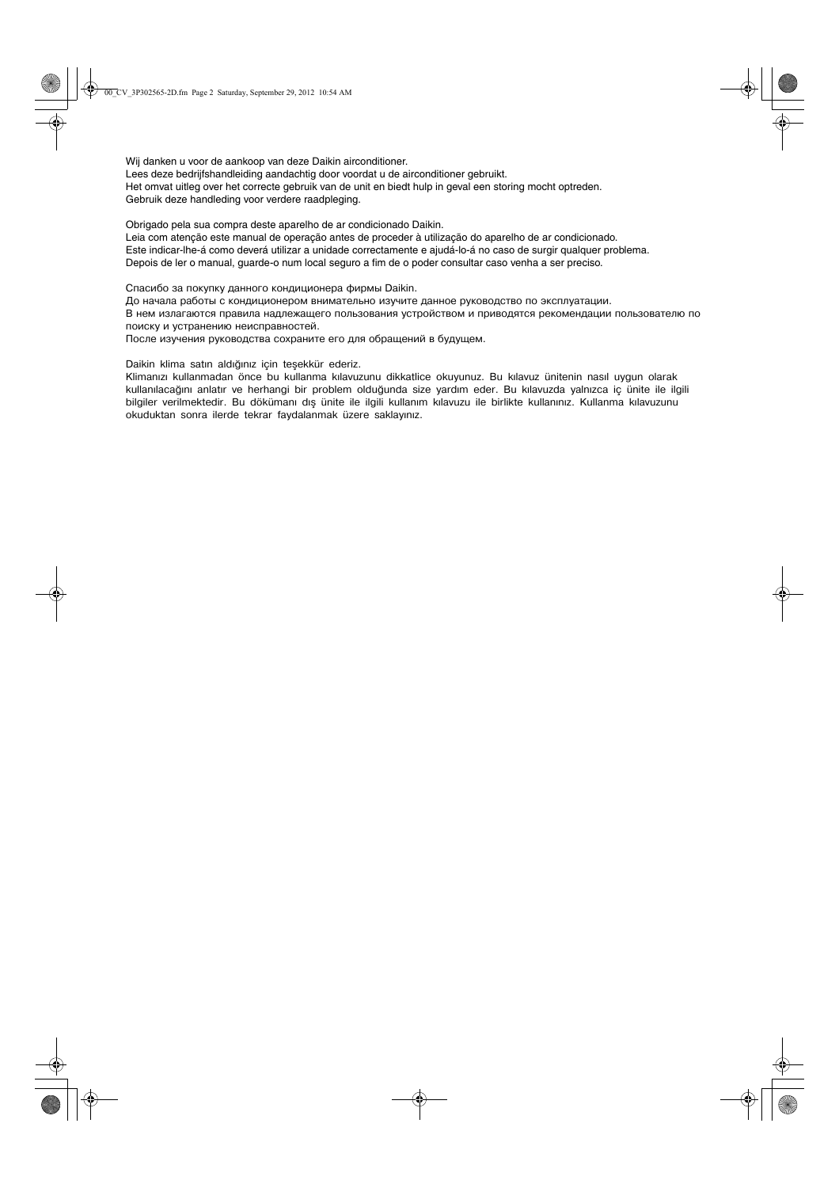Wij danken u voor de aankoop van deze Daikin airconditioner.
Lees deze bedrijfshandleiding aandachtig door voordat u de airconditioner gebruikt.
Het omvat uitleg over het correcte gebruik van de unit en biedt hulp in geval een storing mocht optreden.
Gebruik deze handleding voor verdere raadpleging.

Obrigado pela sua compra deste aparelho de ar condicionado Daikin.
Leia com atenção este manual de operação antes de proceder à utilização do aparelho de ar condicionado.
Este indicar-lhe-á como deverá utilizar a unidade correctamente e ajudá-lo-á no caso de surgir qualquer problema.
Depois de ler o manual, guarde-o num local seguro a fim de o poder consultar caso venha a ser preciso.

Спасибо за покупку данного кондиционера фирмы Daikin.
До начала работы с кондиционером внимательно изучите данное руководство по эксплуатации.
В нем излагаются правила надлежащего пользования устройством и приводятся рекомендации пользователю по поиску и устранению неисправностей.
После изучения руководства сохраните его для обращений в будущем.

Daikin klima satın aldığınız için teşekkür ederiz.
Klimanızı kullanmadan önce bu kullanma kılavuzunu dikkatlice okuyunuz. Bu kılavuz ünitenin nasıl uygun olarak kullanılacağını anlatır ve herhangi bir problem olduğunda size yardım eder. Bu kılavuzda yalnızca iç ünite ile ilgili bilgiler verilmektedir. Bu dökümanı dış ünite ile ilgili kullanım kılavuzu ile birlikte kullanınız. Kullanma kılavuzunu okuduktan sonra ilerde tekrar faydalanmak üzere saklayınız.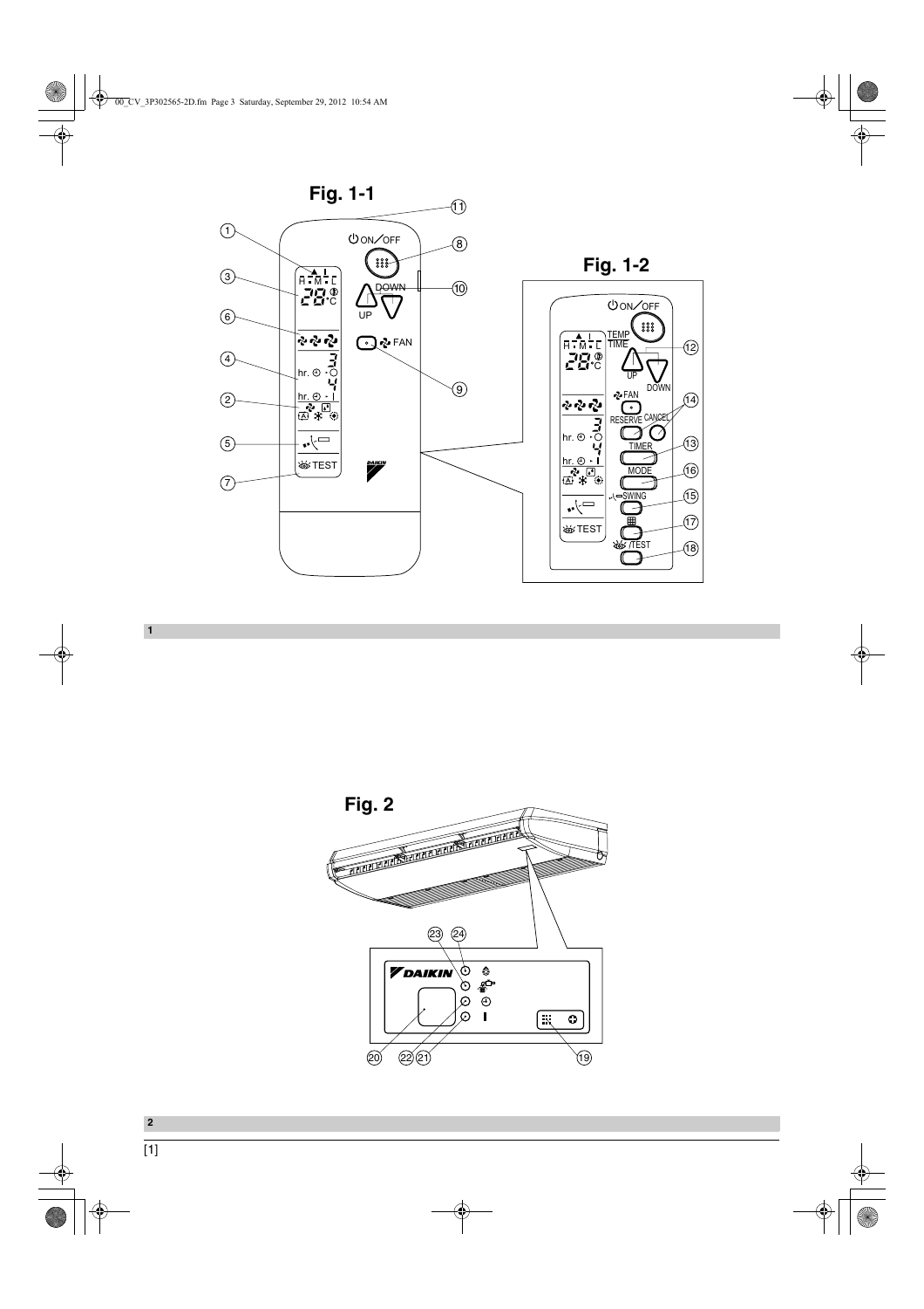**Fig. 1-1**

**Fig. 1-2**

1

**Fig. 2**

2

[1]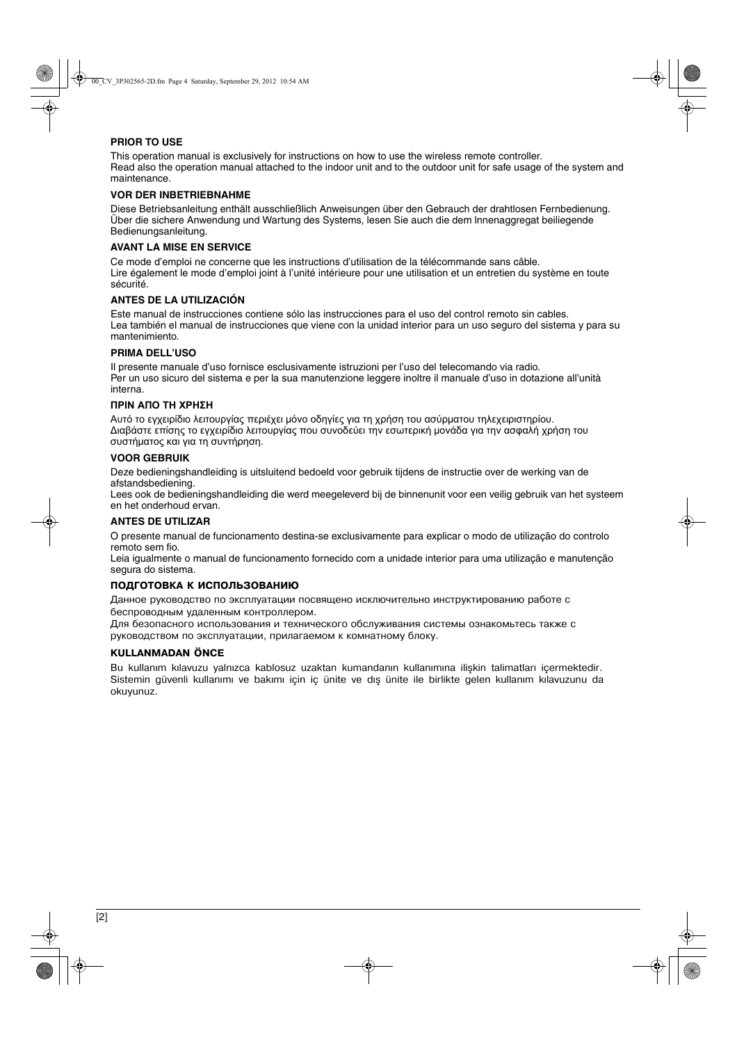**PRIOR TO USE**

This operation manual is exclusively for instructions on how to use the wireless remote controller.
Read also the operation manual attached to the indoor unit and to the outdoor unit for safe usage of the system and maintenance.

**VOR DER INBETRIEBNAHME**

Diese Betriebsanleitung enthält ausschließlich Anweisungen über den Gebrauch der drahtlosen Fernbedienung.
Über die sichere Anwendung und Wartung des Systems, lesen Sie auch die dem Innenaggregat beiliegende Bedienungsanleitung.

**AVANT LA MISE EN SERVICE**

Ce mode d'emploi ne concerne que les instructions d'utilisation de la télécommande sans câble.
Lire également le mode d'emploi joint à l'unité intérieure pour une utilisation et un entretien du système en toute sécurité.

**ANTES DE LA UTILIZACIÓN**

Este manual de instrucciones contiene sólo las instrucciones para el uso del control remoto sin cables.
Lea también el manual de instrucciones que viene con la unidad interior para un uso seguro del sistema y para su mantenimiento.

**PRIMA DELL'USO**

Il presente manuale d'uso fornisce esclusivamente istruzioni per l'uso del telecomando via radio.
Per un uso sicuro del sistema e per la sua manutenzione leggere inoltre il manuale d'uso in dotazione all'unità interna.

**ΠΡΙΝ ΑΠΟ ΤΗ ΧΡΗΣΗ**

Αυτό το εγχειρίδιο λειτουργίας περιέχει μόνο οδηγίες για τη χρήση του ασύρματου τηλεχειριστηρίου.
Διαβάστε επίσης το εγχειρίδιο λειτουργίας που συνοδεύει την εσωτερική μονάδα για την ασφαλή χρήση του συστήματος και για τη συντήρηση.

**VOOR GEBRUIK**

Deze bedieningshandleiding is uitsluitend bedoeld voor gebruik tijdens de instructie over de werking van de afstandsbediening.
Lees ook de bedieningshandleiding die werd meegeleverd bij de binnenunit voor een veilig gebruik van het systeem en het onderhoud ervan.

**ANTES DE UTILIZAR**

O presente manual de funcionamento destina-se exclusivamente para explicar o modo de utilização do controlo remoto sem fio.
Leia igualmente o manual de funcionamento fornecido com a unidade interior para uma utilização e manutenção segura do sistema.

**ПОДГОТОВКА К ИСПОЛЬЗОВАНИЮ**

Данное руководство по эксплуатации посвящено исключительно инструктированию работе с беспроводным удаленным контроллером.
Для безопасного использования и технического обслуживания системы ознакомьтесь также с руководством по эксплуатации, прилагаемом к комнатному блоку.

**KULLANMADAN ÖNCE**

Bu kullanım kılavuzu yalnızca kablosuz uzaktan kumandanın kullanımına ilişkin talimatları içermektedir. Sistemin güvenli kullanımı ve bakımı için iç ünite ve dış ünite ile birlikte gelen kullanım kılavuzunu da okuyunuz.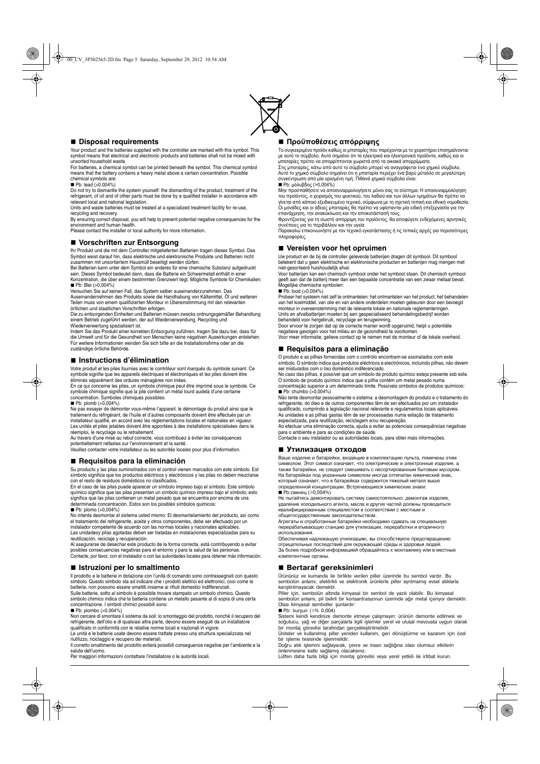## ■ Disposal requirements

Your product and the batteries supplied with the controller are marked with this symbol. This symbol means that electrical and electronic products and batteries shall not be mixed with unsorted household waste.

For batteries, a chemical symbol can be printed beneath the symbol. This chemical symbol means that the battery contains a heavy metal above a certain concentration. Possible chemical symbols are:

■ Pb: lead (>0.004%)

Do not try to dismantle the system yourself: the dismantling of the product, treatment of the refrigerant, of oil and of other parts must be done by a qualified installer in accordance with relevant local and national legislation.

Units and waste batteries must be treated at a specialized treatment facility for re-use, recycling and recovery.

By ensuring correct disposal, you will help to prevent potential negative consequences for the environment and human health.

Please contact the installer or local authority for more information.

## ■ Vorschriften zur Entsorgung

Ihr Produkt und die mit dem Controller mitgelieferten Batterien tragen dieses Symbol. Das Symbol weist darauf hin, dass elektrische und elektronische Produkte und Batterien nicht zusammen mit unsortiertem Hausmüll beseitigt werden dürfen.

Bei Batterien kann unter dem Symbol ein anderes für eine chemische Substanz aufgedruckt sein. Dieses Symbol bedeutet dann, dass die Batterie ein Schwermetall enthält in einer Konzentration, die über einem bestimmten Grenzwert liegt. Mögliche Symbole für Chemikalien:

■ Pb: Blei (>0,004%)

Versuchen Sie auf keinen Fall, das System selber auseinanderzunehmen. Das Auseinandernehmen des Produkts sowie die Handhabung von Kältemittel, Öl und weiteren Teilen muss von einem qualifizierten Monteur in Übereinstimmung mit den relevanten örtlichen und staatlichen Vorschriften erfolgen.

Die zu entsorgenden Einheiten und Batterien müssen zwecks ordnungsgemäßer Behandlung einem Betrieb zugeführt werden, der auf Wiederverwendung, Recycling und Wiederverwertung spezialisiert ist.

Indem Sie das Produkt einer korrekten Entsorgung zuführen, tragen Sie dazu bei, dass für die Umwelt und für die Gesundheit von Menschen keine negativen Auswirkungen entstehen. Für weitere Informationen wenden Sie sich bitte an die Installationsfirma oder an die zuständige örtliche Behörde.

## ■ Instructions d'élimination

Votre produit et les piles fournies avec le contrôleur sont marqués du symbole suivant. Ce symbole signifie que les appareils électriques et électroniques et les piles doivent être éliminés séparément des ordures ménagères non triées.

En ce qui concerne les piles, un symbole chimique peut être imprimé sous le symbole. Ce symbole chimique signifie que la pile contient un métal lourd audelà d'une certaine concentration. Symboles chimiques possibles:

■ Pb: plomb (>0,004%)

Ne pas essayer de démonter vous-même l'appareil: le démontage du produit ainsi que le traitement du réfrigérant, de l'huile et d'autres composants doivent être effectués par un installateur qualifié, en accord avec les réglementations locales et nationales en vigueur.

Les unités et piles jetables doivent être apportées à des installations spécialisées dans le réemploi, le recyclage et le retraitement.

Au travers d'une mise au rebut correcte, vous contribuez à éviter les conséquences potentiellement néfastes sur l'environnement et la santé.

Veuillez contacter votre installateur ou les autorités locales pour plus d'information.

## ■ Requisitos para la eliminación

Su producto y las pilas suministrados con el control vienen marcados con este símbolo. Est símbolo significa que los productos eléctricos y electrónicos y las pilas no deben mezclarse con el resto de residuos domésticos no clasificados.

En el caso de las pilas puede aparecer un símbolo impreso bajo el símbolo. Este símbolo químico significa que las pilas presentan un símbolo químico impreso bajo el símbolo, esto significa que las pilas contienen un metal pesado que se encuentra por encima de una determinada concentración. Estos son los posibles símbolos químicos:

■ Pb: plomo (>0,004%)

No intente desmontar el sistema usted mismo: El desmantelamiento del producto, así como el tratamiento del refrigerante, aceite y otros componentes, debe ser efectuado por un instalador competente de acuerdo con las normas locales y nacionales aplicables.

Las unidadesy pilas agotadas deben ser tratadas en instalaciones especializadas para su reutilización, reciclaje y recuperación.

Al asegurarse de desechar este producto de la forma correcta, está contribuyendo a evitar posibles consecuencias negativas para el entorno y para la salud de las personas. Contacte, por favor, con el instalador o con las autoridades locales para obtener más información.

## ■ Istruzioni per lo smaltimento

Il prodotto e le batterie in dotazione con l'unità di comando sono contrassegnati con questo simbolo. Questo simbolo sta ad indicare che i prodotti elettrici ed elettronici, così come le batterie, non possono essere smaltiti insieme ai rifiuti domestici indifferenziati.

Sulle batterie, sotto al simbolo è possibile trovare stampato un simbolo chimico. Questo simbolo chimico indica che la batteria contiene un metallo pesante al di sopra di una certa concentrazione. I simboli chimici possibili sono:

■ Pb: piombo (>0,004%)

Non cercare di smontare il sistema da soli: lo smontaggio del prodotto, nonché il recupero del refrigerante, dell'olio e di qualsiasi altra parte, devono essere eseguiti da un installatore qualificato in conformità con le relative norme locali e nazionali in vigore.

Le unità e le batterie usate devono essere trattate presso una struttura specializzata nel riutilizzo, riciclaggio e recupero dei materiali.

Il corretto smaltimento del prodotto eviterà possibili conseguenze negative per l'ambiente e la salute dell'uomo.

Per maggiori informazioni contattare l'installatore o le autorità locali.

## ■ Προϋποθέσεις απόρριψης

Το συγκεκριμένο προϊόν καθώς οι μπαταρίες που παρέχονται με το χειριστήριο επισημαίνονται με αυτό το σύμβολο. Αυτό σημαίνει ότι τα ηλεκτρικά και ηλεκτρονικά προϊόντα, καθώς και οι μπαταρίες πρέπει να απορρίπτονται χωριστά από τα οικιακά απορρίμματα.

Στις μπαταρίες, κάτω από αυτό το σύμβολο μπορεί να αναγράφεται ένα χημικό σύμβολο. Αυτό το χημικό σύμβολο σημαίνει ότι η μπαταρία περιέχει ένα βαρύ μέταλλο σε μεγαλύτερη συγκέντρωση από μία ορισμένη τιμή. Πιθανά χημικά σύμβολα είναι:

■ Pb: μόλυβδος (>0,004%)

Μην προσπαθήσετε να αποσυναρμολογήσετε μόνοι σας το σύστημα: Η αποσυναρμολόγηση του προϊόντος, ο χειρισμός του ψυκτικού, του λαδιού και των άλλων τμημάτων θα πρέπει να γίνεται από κάποιο εξειδικευμένο τεχνικό, σύμφωνα με τη σχετική τοπική και εθνική νομοθεσία.

Οι μονάδες και οι άδειες μπαταρίες θα πρέπει να υφίστανται μία ειδική επεξεργασία για την επανάχρηση, την ανακύκλωση και την αποκατάστασή τους.

Φροντίζοντας για τη σωστή απόρριψη του προϊόντος, θα αποφύγετε ενδεχόμενες αρνητικές συνέπειες για το περιβάλλον και την υγεία.

Παρακαλώ επικοινωνήστε με τον τεχνικό εγκατάστασης ή τις τοπικές αρχές για περισσότερες πληροφορίες.

## ■ Vereisten voor het opruimen

Uw product en de bij de controller geleverde batterijen dragen dit symbool. Dit symbool betekent dat u geen elektrische en elektronische producten en batterijen mag mengen met niet-gesorteerd huishoudelijk afval.

Voor batterijen kan een chemisch symbool onder het symbool staan. Dit chemisch symbool geeft aan dat de batterij meer dan een bepaalde concentratie van een zwaar metaal bevat. Mogelijke chemische symbolen:

■ Pb: lood (>0,004%)

Probeer het systeem niet zelf te ontmantelen: het ontmantelen van het product, het behandelen van het koelmiddel, van olie en van andere onderdelen moeten gebeuren door een bevoegd monteur in overeenstemming met de relevante lokale en nationale reglementeringen.

Units en afvalbatterijen moeten bij een gespecialiseerd behandelingsbedrijf worden behandeld voor hergebruik, recyclage en terugwinning.

Door ervoor te zorgen dat op de correcte manier wordt opgeruimd, helpt u potentiële negatieve gevolgen voor het milieu en de gezondheid te voorkomen.

Voor meer informatie, gelieve contact op te nemen met de monteur of de lokale overheid.

## ■ Requisitos para a eliminação

O produto e as pilhas fornecidas com o controlo encontram-se assinalados com este símbolo. O símbolo indica que produtos eléctricos e electrónicos, incluindo pilhas, não devem ser misturados com o lixo doméstico indiferenciado.

No caso das pilhas, é possível que um símbolo de produto químico esteja presente sob este. O símbolo de produto químico indica que a pilha contém um metal pesado numa concentração superior a um determinado limite. Possíveis símbolos de produtos químicos:

■ Pb: chumbo (>0,004%)

Não tente desmontar pessoalmente o sistema: a desmontagem do produto e o tratamento do refrigerante, do óleo e de outros componentes têm de ser efectuados por um instalador qualificado, cumprindo a legislação nacional relevante e regulamentos locais aplicáveis.

As unidades e as pilhas gastas têm de ser processadas numa estação de tratamento especializada, para reutilização, reciclagem e/ou recuperação.

Ao efectuar uma eliminação correcta, ajuda a evitar as potenciais consequências negativas para o ambiente e para as condições de saúde.

Contacte o seu instalador ou as autoridades locais, para obter mais informações.

## ■ Утилизация отходов

Ваше изделие и батарейки, входящие в комплектацию пульта, помечены этим символом. Этот символ означает, что электрические и электронные изделия, а также батарейки, не следует смешивать с несортированным бытовым мусором.

На батарейках под указанным символом иногда отпечатан химический знак, который означает, что в батарейках содержится тяжелый металл выше определенной концентрации. Встречающиеся химические знаки:

■ Pb:свинец (>0,004%)

Не пытайтесь демонтировать систему самостоятельно: демонтаж изделия, удаление холодильного агента, масла и других частей должны проводиться квалифицированным специалистом в соответствии с местным и общегосударственным законодательством.

Агрегаты и отработанные батарейки необходимо сдавать на специальную перерабатывающую станцию для утилизации, переработки и вторичного использования.

Обеспечивая надлежащую утилизацию, вы способствуете предотвращению отрицательных последствий для окружающей среды и здоровья людей.

За более подробной информацией обращайтесь к монтажнику или в местные компетентные органы.

## ■ Bertaraf gereksinimleri

Ürününüz ve kumanda ile birlikte verilen piller üzerinde bu sembol vardır. Bu sembolün anlamı, elektrikli ve elektronik ürünlerle piller ayrılmamış evsel atıklarla karıştırılmayacak demektir.

Piller için, sembolün altında kimyasal bir sembol de yazılı olabilir. Bu kimyasal sembolün anlamı, pil belirli bir konsantrasyonun üzerinde ağır metal içeriyor demektir. Olası kimyasal semboller şunlardır:

■ Pb: kurşun (>% 0,004)

Sistemi kendi kendinize demonte etmeye çalışmayın: ürünün demonte edilmesi ve soğutucu, yağ ve diğer parçalarla ilgili işlemler yerel ve ulusal mevzuata uygun olarak bir montaj görevlisi tarafından gerçekleştirilmelidir.

Üniteler ve kullanılmış piller yeniden kullanım, geri dönüştürme ve kazanım için özel bir işleme tesisinde işlenmelidir.

Doğru atık işlemini sağlayarak, çevre ve insan sağlığına olası olumsuz etkilerin önlenmesine katkı sağlamış olacaksınız.

Lütfen daha fazla bilgi için montaj görevlisi veya yerel yetkili ile irtibat kurun.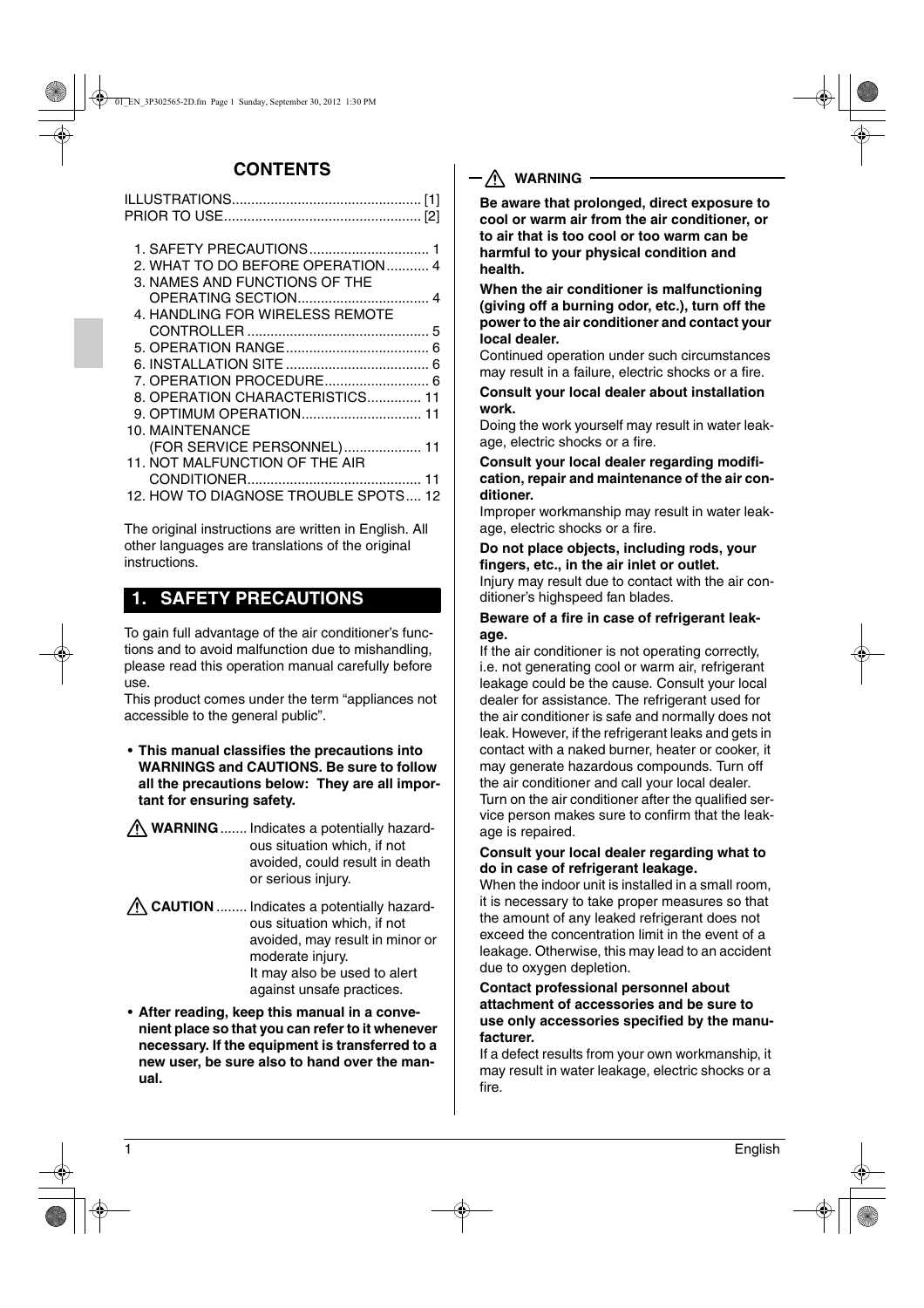## CONTENTS

ILLUSTRATIONS................................................. [1]
PRIOR TO USE................................................... [2]

1. SAFETY PRECAUTIONS ............................... 1
2. WHAT TO DO BEFORE OPERATION ........... 4
3. NAMES AND FUNCTIONS OF THE OPERATING SECTION.................................. 4
4. HANDLING FOR WIRELESS REMOTE CONTROLLER .............................................. 5
5. OPERATION RANGE..................................... 6
6. INSTALLATION SITE ..................................... 6
7. OPERATION PROCEDURE........................... 6
8. OPERATION CHARACTERISTICS.............. 11
9. OPTIMUM OPERATION.............................. 11
10. MAINTENANCE (FOR SERVICE PERSONNEL).................... 11
11. NOT MALFUNCTION OF THE AIR CONDITIONER............................................ 11
12. HOW TO DIAGNOSE TROUBLE SPOTS.... 12

The original instructions are written in English. All other languages are translations of the original instructions.

## 1. SAFETY PRECAUTIONS

To gain full advantage of the air conditioner's functions and to avoid malfunction due to mishandling, please read this operation manual carefully before use.
This product comes under the term "appliances not accessible to the general public".

- **This manual classifies the precautions into WARNINGS and CAUTIONS. Be sure to follow all the precautions below: They are all important for ensuring safety.**

⚠ **WARNING** ....... Indicates a potentially hazardous situation which, if not avoided, could result in death or serious injury.

⚠ **CAUTION** ........ Indicates a potentially hazardous situation which, if not avoided, may result in minor or moderate injury. It may also be used to alert against unsafe practices.

- **After reading, keep this manual in a convenient place so that you can refer to it whenever necessary. If the equipment is transferred to a new user, be sure also to hand over the manual.**

### ⚠ WARNING

**Be aware that prolonged, direct exposure to cool or warm air from the air conditioner, or to air that is too cool or too warm can be harmful to your physical condition and health.**

**When the air conditioner is malfunctioning (giving off a burning odor, etc.), turn off the power to the air conditioner and contact your local dealer.**
Continued operation under such circumstances may result in a failure, electric shocks or a fire.

**Consult your local dealer about installation work.**
Doing the work yourself may result in water leakage, electric shocks or a fire.

**Consult your local dealer regarding modification, repair and maintenance of the air conditioner.**
Improper workmanship may result in water leakage, electric shocks or a fire.

**Do not place objects, including rods, your fingers, etc., in the air inlet or outlet.**
Injury may result due to contact with the air conditioner's highspeed fan blades.

**Beware of a fire in case of refrigerant leakage.**
If the air conditioner is not operating correctly, i.e. not generating cool or warm air, refrigerant leakage could be the cause. Consult your local dealer for assistance. The refrigerant used for the air conditioner is safe and normally does not leak. However, if the refrigerant leaks and gets in contact with a naked burner, heater or cooker, it may generate hazardous compounds. Turn off the air conditioner and call your local dealer. Turn on the air conditioner after the qualified service person makes sure to confirm that the leakage is repaired.

**Consult your local dealer regarding what to do in case of refrigerant leakage.**
When the indoor unit is installed in a small room, it is necessary to take proper measures so that the amount of any leaked refrigerant does not exceed the concentration limit in the event of a leakage. Otherwise, this may lead to an accident due to oxygen depletion.

**Contact professional personnel about attachment of accessories and be sure to use only accessories specified by the manufacturer.**
If a defect results from your own workmanship, it may result in water leakage, electric shocks or a fire.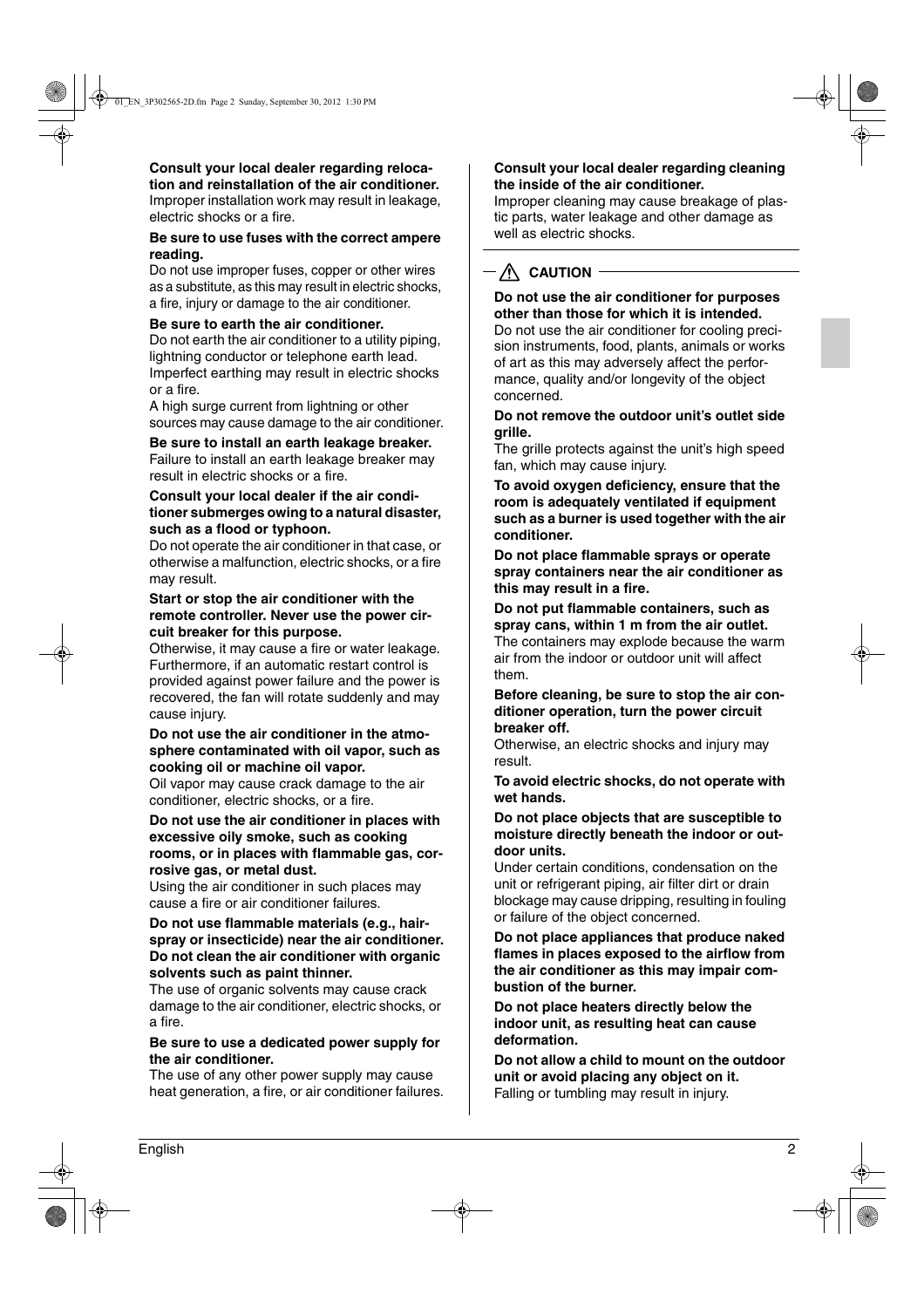**Consult your local dealer regarding relocation and reinstallation of the air conditioner.**
Improper installation work may result in leakage, electric shocks or a fire.

**Be sure to use fuses with the correct ampere reading.**
Do not use improper fuses, copper or other wires as a substitute, as this may result in electric shocks, a fire, injury or damage to the air conditioner.

**Be sure to earth the air conditioner.**
Do not earth the air conditioner to a utility piping, lightning conductor or telephone earth lead. Imperfect earthing may result in electric shocks or a fire.
A high surge current from lightning or other sources may cause damage to the air conditioner.

**Be sure to install an earth leakage breaker.**
Failure to install an earth leakage breaker may result in electric shocks or a fire.

**Consult your local dealer if the air conditioner submerges owing to a natural disaster, such as a flood or typhoon.**
Do not operate the air conditioner in that case, or otherwise a malfunction, electric shocks, or a fire may result.

**Start or stop the air conditioner with the remote controller. Never use the power circuit breaker for this purpose.**
Otherwise, it may cause a fire or water leakage. Furthermore, if an automatic restart control is provided against power failure and the power is recovered, the fan will rotate suddenly and may cause injury.

**Do not use the air conditioner in the atmosphere contaminated with oil vapor, such as cooking oil or machine oil vapor.**
Oil vapor may cause crack damage to the air conditioner, electric shocks, or a fire.

**Do not use the air conditioner in places with excessive oily smoke, such as cooking rooms, or in places with flammable gas, corrosive gas, or metal dust.**
Using the air conditioner in such places may cause a fire or air conditioner failures.

**Do not use flammable materials (e.g., hairspray or insecticide) near the air conditioner. Do not clean the air conditioner with organic solvents such as paint thinner.**
The use of organic solvents may cause crack damage to the air conditioner, electric shocks, or a fire.

**Be sure to use a dedicated power supply for the air conditioner.**
The use of any other power supply may cause heat generation, a fire, or air conditioner failures.

**Consult your local dealer regarding cleaning the inside of the air conditioner.**
Improper cleaning may cause breakage of plastic parts, water leakage and other damage as well as electric shocks.

## ⚠ CAUTION

**Do not use the air conditioner for purposes other than those for which it is intended.**
Do not use the air conditioner for cooling precision instruments, food, plants, animals or works of art as this may adversely affect the performance, quality and/or longevity of the object concerned.

**Do not remove the outdoor unit's outlet side grille.**
The grille protects against the unit's high speed fan, which may cause injury.

**To avoid oxygen deficiency, ensure that the room is adequately ventilated if equipment such as a burner is used together with the air conditioner.**

**Do not place flammable sprays or operate spray containers near the air conditioner as this may result in a fire.**

**Do not put flammable containers, such as spray cans, within 1 m from the air outlet.**
The containers may explode because the warm air from the indoor or outdoor unit will affect them.

**Before cleaning, be sure to stop the air conditioner operation, turn the power circuit breaker off.**
Otherwise, an electric shocks and injury may result.

**To avoid electric shocks, do not operate with wet hands.**

**Do not place objects that are susceptible to moisture directly beneath the indoor or outdoor units.**
Under certain conditions, condensation on the unit or refrigerant piping, air filter dirt or drain blockage may cause dripping, resulting in fouling or failure of the object concerned.

**Do not place appliances that produce naked flames in places exposed to the airflow from the air conditioner as this may impair combustion of the burner.**

**Do not place heaters directly below the indoor unit, as resulting heat can cause deformation.**

**Do not allow a child to mount on the outdoor unit or avoid placing any object on it.**
Falling or tumbling may result in injury.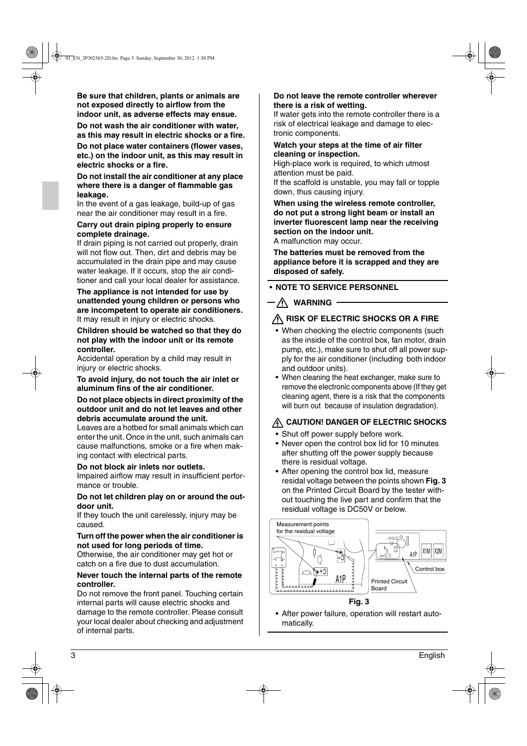**Be sure that children, plants or animals are not exposed directly to airflow from the indoor unit, as adverse effects may ensue.**

**Do not wash the air conditioner with water, as this may result in electric shocks or a fire.**

**Do not place water containers (flower vases, etc.) on the indoor unit, as this may result in electric shocks or a fire.**

**Do not install the air conditioner at any place where there is a danger of flammable gas leakage.**
In the event of a gas leakage, build-up of gas near the air conditioner may result in a fire.

**Carry out drain piping properly to ensure complete drainage.**
If drain piping is not carried out properly, drain will not flow out. Then, dirt and debris may be accumulated in the drain pipe and may cause water leakage. If it occurs, stop the air conditioner and call your local dealer for assistance.

**The appliance is not intended for use by unattended young children or persons who are incompetent to operate air conditioners.**
It may result in injury or electric shocks.

**Children should be watched so that they do not play with the indoor unit or its remote controller.**
Accidental operation by a child may result in injury or electric shocks.

**To avoid injury, do not touch the air inlet or aluminum fins of the air conditioner.**

**Do not place objects in direct proximity of the outdoor unit and do not let leaves and other debris accumulate around the unit.**
Leaves are a hotbed for small animals which can enter the unit. Once in the unit, such animals can cause malfunctions, smoke or a fire when making contact with electrical parts.

**Do not block air inlets nor outlets.**
Impaired airflow may result in insufficient performance or trouble.

**Do not let children play on or around the outdoor unit.**
If they touch the unit carelessly, injury may be caused.

**Turn off the power when the air conditioner is not used for long periods of time.**
Otherwise, the air conditioner may get hot or catch on a fire due to dust accumulation.

**Never touch the internal parts of the remote controller.**
Do not remove the front panel. Touching certain internal parts will cause electric shocks and damage to the remote controller. Please consult your local dealer about checking and adjustment of internal parts.

**Do not leave the remote controller wherever there is a risk of wetting.**
If water gets into the remote controller there is a risk of electrical leakage and damage to electronic components.

**Watch your steps at the time of air filter cleaning or inspection.**
High-place work is required, to which utmost attention must be paid.
If the scaffold is unstable, you may fall or topple down, thus causing injury.

**When using the wireless remote controller, do not put a strong light beam or install an inverter fluorescent lamp near the receiving section on the indoor unit.**
A malfunction may occur.

**The batteries must be removed from the appliance before it is scrapped and they are disposed of safely.**

- **NOTE TO SERVICE PERSONNEL**

**⚠ WARNING**

**⚠ RISK OF ELECTRIC SHOCKS OR A FIRE**

- When checking the electric components (such as the inside of the control box, fan motor, drain pump, etc.), make sure to shut off all power supply for the air conditioner (including both indoor and outdoor units).
- When cleaning the heat exchanger, make sure to remove the electronic components above (If they get cleaning agent, there is a risk that the components will burn out because of insulation degradation).

**⚠ CAUTION! DANGER OF ELECTRIC SHOCKS**

- Shut off power supply before work.
- Never open the control box lid for 10 minutes after shutting off the power supply because there is residual voltage.
- After opening the control box lid, measure residal voltage between the points shown **Fig. 3** on the Printed Circuit Board by the tester without touching the live part and confirm that the residual voltage is DC50V or below.

Measurement points for the residual voltage

A1P

X1M X2M

Control box

Printed Circuit Board

**Fig. 3**

- After power failure, operation will restart automatically.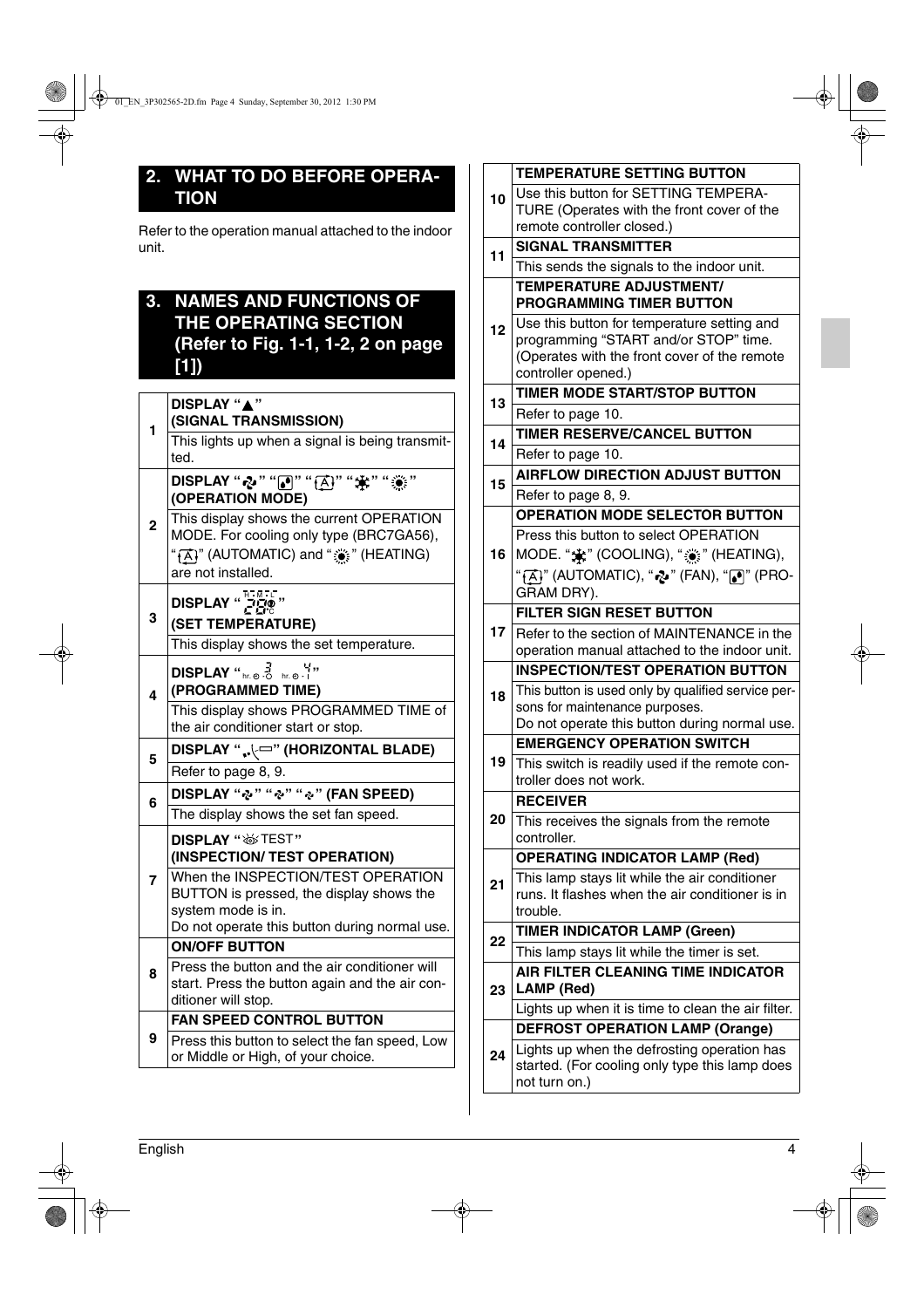## 2. WHAT TO DO BEFORE OPERATION

Refer to the operation manual attached to the indoor unit.

## 3. NAMES AND FUNCTIONS OF THE OPERATING SECTION (Refer to Fig. 1-1, 1-2, 2 on page [1])

| No. | Name / Function |
|---|---|
| 1 | **DISPLAY "▲" (SIGNAL TRANSMISSION)**<br>This lights up when a signal is being transmitted. |
| 2 | **DISPLAY " " " " " " " " " " (OPERATION MODE)**<br>This display shows the current OPERATION MODE. For cooling only type (BRC7GA56), " " (AUTOMATIC) and " " (HEATING) are not installed. |
| 3 | **DISPLAY " " (SET TEMPERATURE)**<br>This display shows the set temperature. |
| 4 | **DISPLAY " " (PROGRAMMED TIME)**<br>This display shows PROGRAMMED TIME of the air conditioner start or stop. |
| 5 | **DISPLAY " " (HORIZONTAL BLADE)**<br>Refer to page 8, 9. |
| 6 | **DISPLAY " " " " " " (FAN SPEED)**<br>The display shows the set fan speed. |
| 7 | **DISPLAY " TEST" (INSPECTION/ TEST OPERATION)**<br>When the INSPECTION/TEST OPERATION BUTTON is pressed, the display shows the system mode is in.<br>Do not operate this button during normal use. |
| 8 | **ON/OFF BUTTON**<br>Press the button and the air conditioner will start. Press the button again and the air conditioner will stop. |
| 9 | **FAN SPEED CONTROL BUTTON**<br>Press this button to select the fan speed, Low or Middle or High, of your choice. |
| 10 | **TEMPERATURE SETTING BUTTON**<br>Use this button for SETTING TEMPERATURE (Operates with the front cover of the remote controller closed.) |
| 11 | **SIGNAL TRANSMITTER**<br>This sends the signals to the indoor unit. |
| 12 | **TEMPERATURE ADJUSTMENT/ PROGRAMMING TIMER BUTTON**<br>Use this button for temperature setting and programming "START and/or STOP" time. (Operates with the front cover of the remote controller opened.) |
| 13 | **TIMER MODE START/STOP BUTTON**<br>Refer to page 10. |
| 14 | **TIMER RESERVE/CANCEL BUTTON**<br>Refer to page 10. |
| 15 | **AIRFLOW DIRECTION ADJUST BUTTON**<br>Refer to page 8, 9. |
| 16 | **OPERATION MODE SELECTOR BUTTON**<br>Press this button to select OPERATION MODE. " " (COOLING), " " (HEATING), " " (AUTOMATIC), " " (FAN), " " (PROGRAM DRY). |
| 17 | **FILTER SIGN RESET BUTTON**<br>Refer to the section of MAINTENANCE in the operation manual attached to the indoor unit. |
| 18 | **INSPECTION/TEST OPERATION BUTTON**<br>This button is used only by qualified service persons for maintenance purposes.<br>Do not operate this button during normal use. |
| 19 | **EMERGENCY OPERATION SWITCH**<br>This switch is readily used if the remote controller does not work. |
| 20 | **RECEIVER**<br>This receives the signals from the remote controller. |
| 21 | **OPERATING INDICATOR LAMP (Red)**<br>This lamp stays lit while the air conditioner runs. It flashes when the air conditioner is in trouble. |
| 22 | **TIMER INDICATOR LAMP (Green)**<br>This lamp stays lit while the timer is set. |
| 23 | **AIR FILTER CLEANING TIME INDICATOR LAMP (Red)**<br>Lights up when it is time to clean the air filter. |
| 24 | **DEFROST OPERATION LAMP (Orange)**<br>Lights up when the defrosting operation has started. (For cooling only type this lamp does not turn on.) |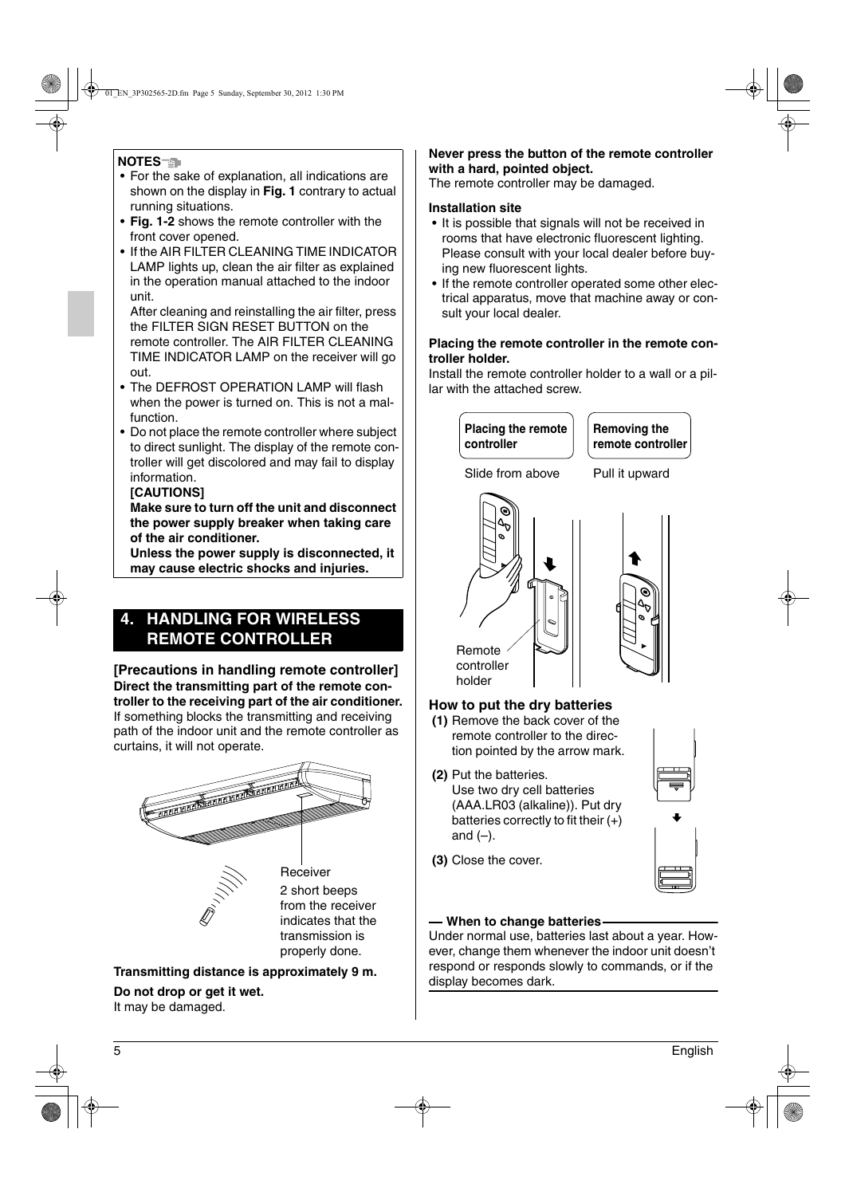**NOTES**

- For the sake of explanation, all indications are shown on the display in **Fig. 1** contrary to actual running situations.
- **Fig. 1-2** shows the remote controller with the front cover opened.
- If the AIR FILTER CLEANING TIME INDICATOR LAMP lights up, clean the air filter as explained in the operation manual attached to the indoor unit.
  After cleaning and reinstalling the air filter, press the FILTER SIGN RESET BUTTON on the remote controller. The AIR FILTER CLEANING TIME INDICATOR LAMP on the receiver will go out.
- The DEFROST OPERATION LAMP will flash when the power is turned on. This is not a malfunction.
- Do not place the remote controller where subject to direct sunlight. The display of the remote controller will get discolored and may fail to display information.
  **[CAUTIONS]**
  **Make sure to turn off the unit and disconnect the power supply breaker when taking care of the air conditioner.**
  **Unless the power supply is disconnected, it may cause electric shocks and injuries.**

## 4. HANDLING FOR WIRELESS REMOTE CONTROLLER

### [Precautions in handling remote controller]

**Direct the transmitting part of the remote controller to the receiving part of the air conditioner.**
If something blocks the transmitting and receiving path of the indoor unit and the remote controller as curtains, it will not operate.

Receiver
2 short beeps from the receiver indicates that the transmission is properly done.

**Transmitting distance is approximately 9 m.**

**Do not drop or get it wet.**
It may be damaged.

**Never press the button of the remote controller with a hard, pointed object.**
The remote controller may be damaged.

**Installation site**

- It is possible that signals will not be received in rooms that have electronic fluorescent lighting. Please consult with your local dealer before buying new fluorescent lights.
- If the remote controller operated some other electrical apparatus, move that machine away or consult your local dealer.

**Placing the remote controller in the remote controller holder.**
Install the remote controller holder to a wall or a pillar with the attached screw.

| Placing the remote controller | Removing the remote controller |
|---|---|
| Slide from above | Pull it upward |

Remote controller holder

### How to put the dry batteries

**(1)** Remove the back cover of the remote controller to the direction pointed by the arrow mark.

**(2)** Put the batteries.
Use two dry cell batteries (AAA.LR03 (alkaline)). Put dry batteries correctly to fit their (+) and (–).

**(3)** Close the cover.

**When to change batteries**
Under normal use, batteries last about a year. However, change them whenever the indoor unit doesn't respond or responds slowly to commands, or if the display becomes dark.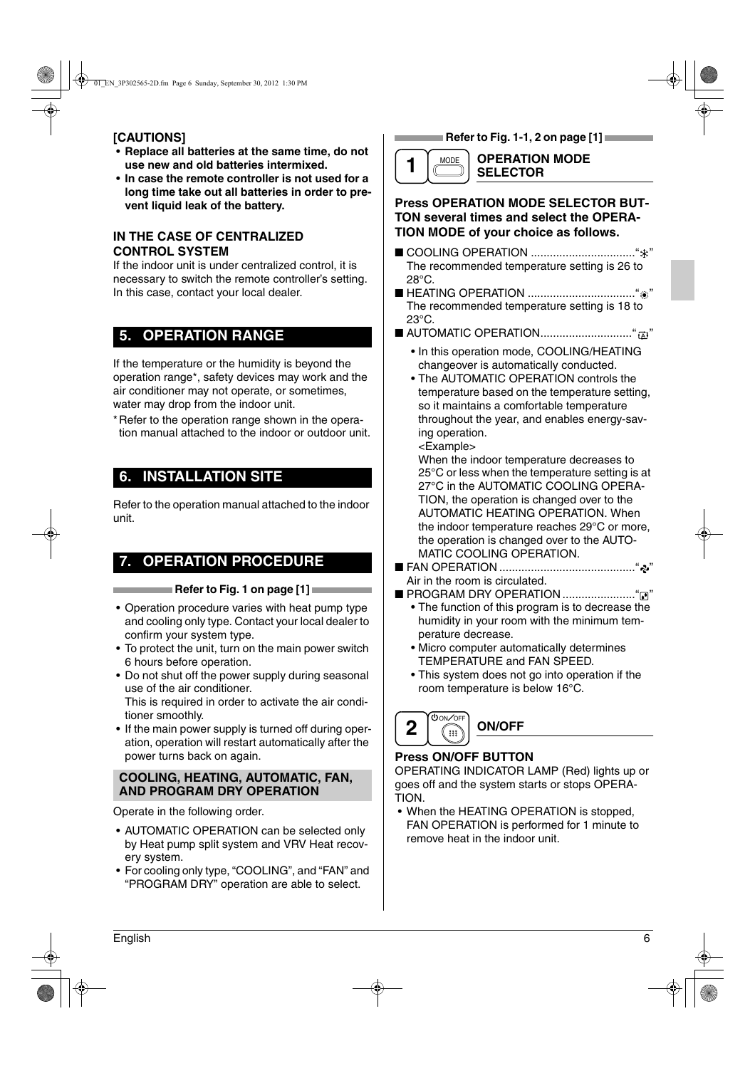**[CAUTIONS]**

- **Replace all batteries at the same time, do not use new and old batteries intermixed.**
- **In case the remote controller is not used for a long time take out all batteries in order to prevent liquid leak of the battery.**

**IN THE CASE OF CENTRALIZED CONTROL SYSTEM**

If the indoor unit is under centralized control, it is necessary to switch the remote controller's setting. In this case, contact your local dealer.

## 5. OPERATION RANGE

If the temperature or the humidity is beyond the operation range*, safety devices may work and the air conditioner may not operate, or sometimes, water may drop from the indoor unit.

* Refer to the operation range shown in the operation manual attached to the indoor or outdoor unit.

## 6. INSTALLATION SITE

Refer to the operation manual attached to the indoor unit.

## 7. OPERATION PROCEDURE

**Refer to Fig. 1 on page [1]**

- Operation procedure varies with heat pump type and cooling only type. Contact your local dealer to confirm your system type.
- To protect the unit, turn on the main power switch 6 hours before operation.
- Do not shut off the power supply during seasonal use of the air conditioner.
  This is required in order to activate the air conditioner smoothly.
- If the main power supply is turned off during operation, operation will restart automatically after the power turns back on again.

### COOLING, HEATING, AUTOMATIC, FAN, AND PROGRAM DRY OPERATION

Operate in the following order.

- AUTOMATIC OPERATION can be selected only by Heat pump split system and VRV Heat recovery system.
- For cooling only type, "COOLING", and "FAN" and "PROGRAM DRY" operation are able to select.

**Refer to Fig. 1-1, 2 on page [1]**

### 1 OPERATION MODE SELECTOR

**Press OPERATION MODE SELECTOR BUTTON several times and select the OPERATION MODE of your choice as follows.**

- COOLING OPERATION ................................."❄"
  The recommended temperature setting is 26 to 28°C.
- HEATING OPERATION ................................."☀"
  The recommended temperature setting is 18 to 23°C.
- AUTOMATIC OPERATION............................."A"
  - In this operation mode, COOLING/HEATING changeover is automatically conducted.
  - The AUTOMATIC OPERATION controls the temperature based on the temperature setting, so it maintains a comfortable temperature throughout the year, and enables energy-saving operation.
    <Example>
    When the indoor temperature decreases to 25°C or less when the temperature setting is at 27°C in the AUTOMATIC COOLING OPERATION, the operation is changed over to the AUTOMATIC HEATING OPERATION. When the indoor temperature reaches 29°C or more, the operation is changed over to the AUTOMATIC COOLING OPERATION.
- FAN OPERATION .........................................."✤"
  Air in the room is circulated.
- PROGRAM DRY OPERATION ......................."💧"
  - The function of this program is to decrease the humidity in your room with the minimum temperature decrease.
  - Micro computer automatically determines TEMPERATURE and FAN SPEED.
  - This system does not go into operation if the room temperature is below 16°C.

### 2 ON/OFF

**Press ON/OFF BUTTON**

OPERATING INDICATOR LAMP (Red) lights up or goes off and the system starts or stops OPERATION.

- When the HEATING OPERATION is stopped, FAN OPERATION is performed for 1 minute to remove heat in the indoor unit.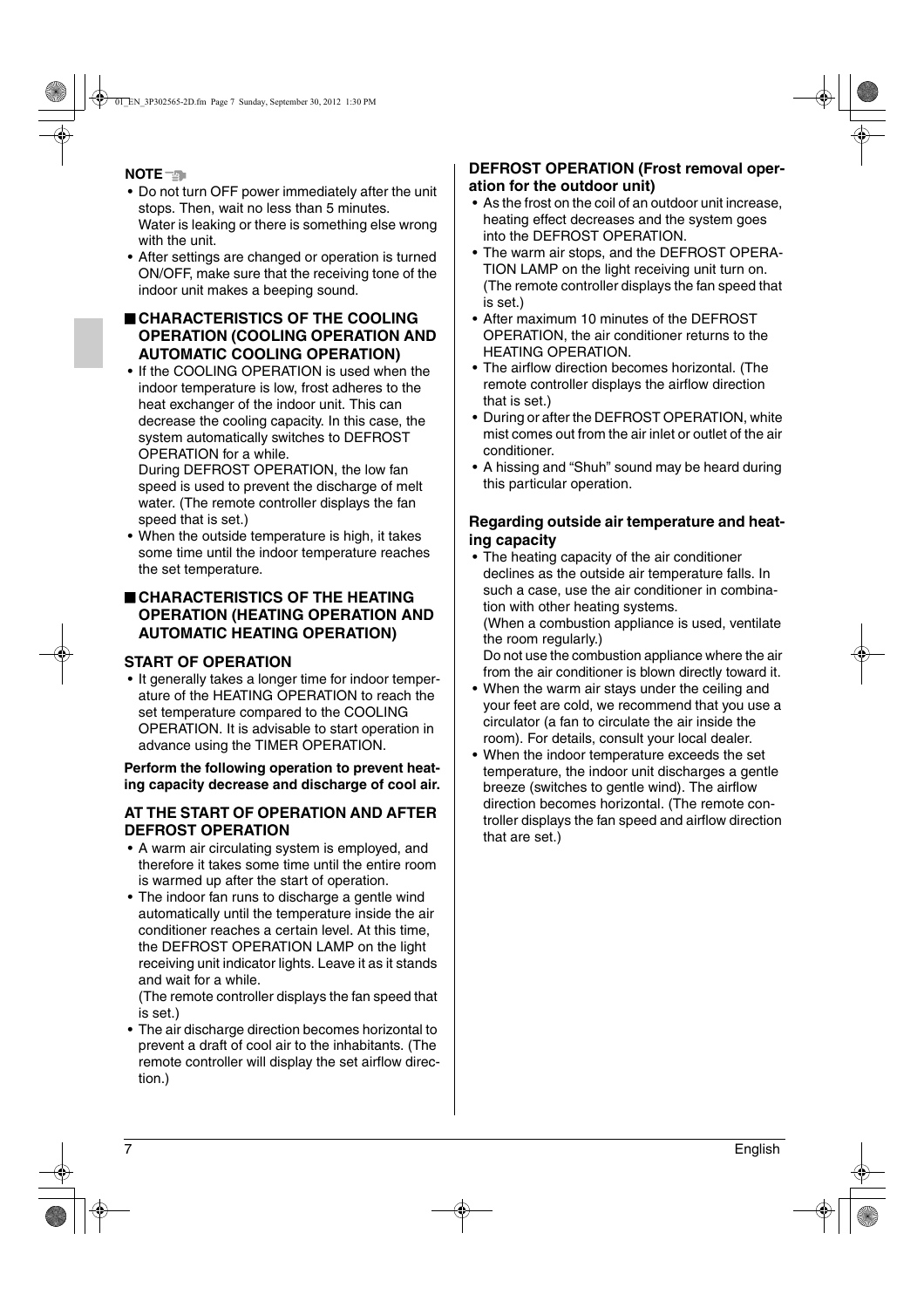**NOTE**

- Do not turn OFF power immediately after the unit stops. Then, wait no less than 5 minutes. Water is leaking or there is something else wrong with the unit.
- After settings are changed or operation is turned ON/OFF, make sure that the receiving tone of the indoor unit makes a beeping sound.

## ■ CHARACTERISTICS OF THE COOLING OPERATION (COOLING OPERATION AND AUTOMATIC COOLING OPERATION)

- If the COOLING OPERATION is used when the indoor temperature is low, frost adheres to the heat exchanger of the indoor unit. This can decrease the cooling capacity. In this case, the system automatically switches to DEFROST OPERATION for a while.
  During DEFROST OPERATION, the low fan speed is used to prevent the discharge of melt water. (The remote controller displays the fan speed that is set.)
- When the outside temperature is high, it takes some time until the indoor temperature reaches the set temperature.

## ■ CHARACTERISTICS OF THE HEATING OPERATION (HEATING OPERATION AND AUTOMATIC HEATING OPERATION)

### START OF OPERATION

- It generally takes a longer time for indoor temperature of the HEATING OPERATION to reach the set temperature compared to the COOLING OPERATION. It is advisable to start operation in advance using the TIMER OPERATION.

**Perform the following operation to prevent heating capacity decrease and discharge of cool air.**

### AT THE START OF OPERATION AND AFTER DEFROST OPERATION

- A warm air circulating system is employed, and therefore it takes some time until the entire room is warmed up after the start of operation.
- The indoor fan runs to discharge a gentle wind automatically until the temperature inside the air conditioner reaches a certain level. At this time, the DEFROST OPERATION LAMP on the light receiving unit indicator lights. Leave it as it stands and wait for a while.
  (The remote controller displays the fan speed that is set.)
- The air discharge direction becomes horizontal to prevent a draft of cool air to the inhabitants. (The remote controller will display the set airflow direction.)

### DEFROST OPERATION (Frost removal operation for the outdoor unit)

- As the frost on the coil of an outdoor unit increase, heating effect decreases and the system goes into the DEFROST OPERATION.
- The warm air stops, and the DEFROST OPERATION LAMP on the light receiving unit turn on. (The remote controller displays the fan speed that is set.)
- After maximum 10 minutes of the DEFROST OPERATION, the air conditioner returns to the HEATING OPERATION.
- The airflow direction becomes horizontal. (The remote controller displays the airflow direction that is set.)
- During or after the DEFROST OPERATION, white mist comes out from the air inlet or outlet of the air conditioner.
- A hissing and "Shuh" sound may be heard during this particular operation.

### Regarding outside air temperature and heating capacity

- The heating capacity of the air conditioner declines as the outside air temperature falls. In such a case, use the air conditioner in combination with other heating systems.
  (When a combustion appliance is used, ventilate the room regularly.)
  Do not use the combustion appliance where the air from the air conditioner is blown directly toward it.
- When the warm air stays under the ceiling and your feet are cold, we recommend that you use a circulator (a fan to circulate the air inside the room). For details, consult your local dealer.
- When the indoor temperature exceeds the set temperature, the indoor unit discharges a gentle breeze (switches to gentle wind). The airflow direction becomes horizontal. (The remote controller displays the fan speed and airflow direction that are set.)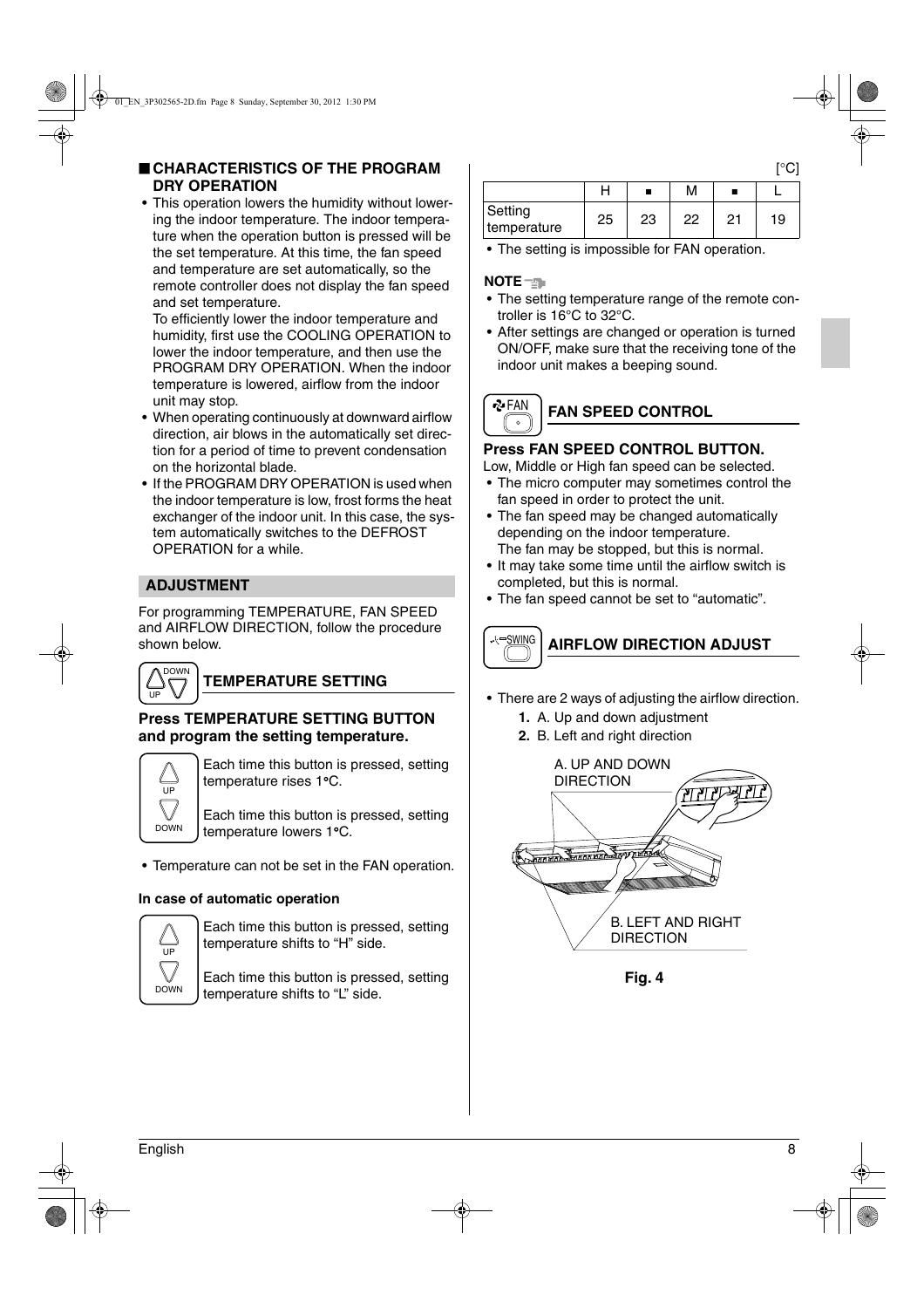## ■ CHARACTERISTICS OF THE PROGRAM DRY OPERATION

- This operation lowers the humidity without lowering the indoor temperature. The indoor temperature when the operation button is pressed will be the set temperature. At this time, the fan speed and temperature are set automatically, so the remote controller does not display the fan speed and set temperature.
  To efficiently lower the indoor temperature and humidity, first use the COOLING OPERATION to lower the indoor temperature, and then use the PROGRAM DRY OPERATION. When the indoor temperature is lowered, airflow from the indoor unit may stop.
- When operating continuously at downward airflow direction, air blows in the automatically set direction for a period of time to prevent condensation on the horizontal blade.
- If the PROGRAM DRY OPERATION is used when the indoor temperature is low, frost forms the heat exchanger of the indoor unit. In this case, the system automatically switches to the DEFROST OPERATION for a while.

## ADJUSTMENT

For programming TEMPERATURE, FAN SPEED and AIRFLOW DIRECTION, follow the procedure shown below.

### TEMPERATURE SETTING

**Press TEMPERATURE SETTING BUTTON and program the setting temperature.**

UP: Each time this button is pressed, setting temperature rises 1°C.

DOWN: Each time this button is pressed, setting temperature lowers 1°C.

- Temperature can not be set in the FAN operation.

**In case of automatic operation**

UP: Each time this button is pressed, setting temperature shifts to "H" side.

DOWN: Each time this button is pressed, setting temperature shifts to "L" side.

[°C]

| | H | ■ | M | ■ | L |
|---|---|---|---|---|---|
| Setting temperature | 25 | 23 | 22 | 21 | 19 |

- The setting is impossible for FAN operation.

**NOTE**

- The setting temperature range of the remote controller is 16°C to 32°C.
- After settings are changed or operation is turned ON/OFF, make sure that the receiving tone of the indoor unit makes a beeping sound.

### FAN SPEED CONTROL

**Press FAN SPEED CONTROL BUTTON.**

Low, Middle or High fan speed can be selected.

- The micro computer may sometimes control the fan speed in order to protect the unit.
- The fan speed may be changed automatically depending on the indoor temperature.
  The fan may be stopped, but this is normal.
- It may take some time until the airflow switch is completed, but this is normal.
- The fan speed cannot be set to "automatic".

### AIRFLOW DIRECTION ADJUST

- There are 2 ways of adjusting the airflow direction.
  1. A. Up and down adjustment
  2. B. Left and right direction

A. UP AND DOWN DIRECTION

B. LEFT AND RIGHT DIRECTION

**Fig. 4**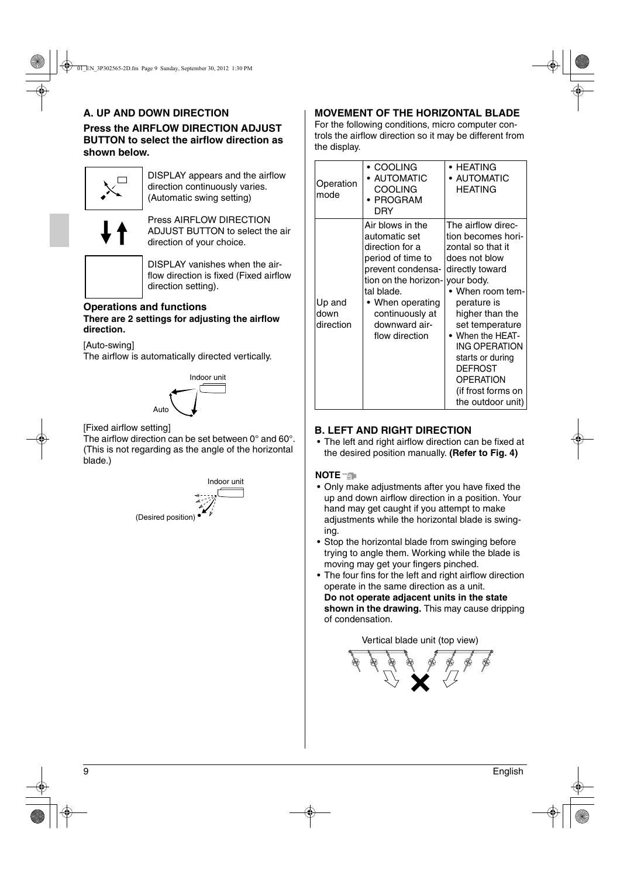### A. UP AND DOWN DIRECTION

**Press the AIRFLOW DIRECTION ADJUST BUTTON to select the airflow direction as shown below.**

DISPLAY appears and the airflow direction continuously varies. (Automatic swing setting)

Press AIRFLOW DIRECTION ADJUST BUTTON to select the air direction of your choice.

DISPLAY vanishes when the airflow direction is fixed (Fixed airflow direction setting).

**Operations and functions**

**There are 2 settings for adjusting the airflow direction.**

[Auto-swing]

The airflow is automatically directed vertically.

Indoor unit

Auto

[Fixed airflow setting]

The airflow direction can be set between 0° and 60°. (This is not regarding as the angle of the horizontal blade.)

Indoor unit

(Desired position)

### MOVEMENT OF THE HORIZONTAL BLADE

For the following conditions, micro computer controls the airflow direction so it may be different from the display.

| Operation mode | • COOLING<br>• AUTOMATIC COOLING<br>• PROGRAM DRY | • HEATING<br>• AUTOMATIC HEATING |
|---|---|---|
| Up and down direction | Air blows in the automatic set direction for a period of time to prevent condensation on the horizontal blade.<br>• When operating continuously at downward airflow direction | The airflow direction becomes horizontal so that it does not blow directly toward your body.<br>• When room temperature is higher than the set temperature<br>• When the HEATING OPERATION starts or during DEFROST OPERATION (if frost forms on the outdoor unit) |

### B. LEFT AND RIGHT DIRECTION

- The left and right airflow direction can be fixed at the desired position manually. **(Refer to Fig. 4)**

**NOTE**

- Only make adjustments after you have fixed the up and down airflow direction in a position. Your hand may get caught if you attempt to make adjustments while the horizontal blade is swinging.
- Stop the horizontal blade from swinging before trying to angle them. Working while the blade is moving may get your fingers pinched.
- The four fins for the left and right airflow direction operate in the same direction as a unit.
  **Do not operate adjacent units in the state shown in the drawing.** This may cause dripping of condensation.

Vertical blade unit (top view)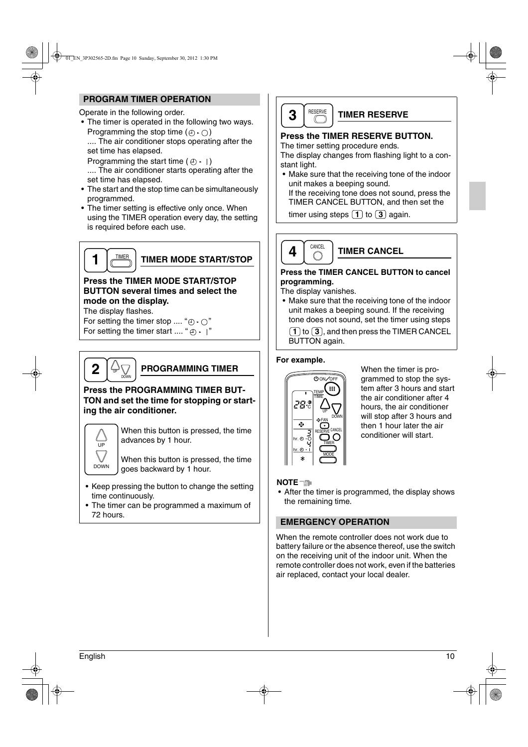## PROGRAM TIMER OPERATION

Operate in the following order.

- The timer is operated in the following two ways.
  Programming the stop time (⊕ ▸ ◯)
  .... The air conditioner stops operating after the set time has elapsed.
  Programming the start time (⊕ ▸ |)
  .... The air conditioner starts operating after the set time has elapsed.
- The start and the stop time can be simultaneously programmed.
- The timer setting is effective only once. When using the TIMER operation every day, the setting is required before each use.

### 1 TIMER MODE START/STOP

**Press the TIMER MODE START/STOP BUTTON several times and select the mode on the display.**

The display flashes.

For setting the timer stop .... "⊕ ▸ ◯"

For setting the timer start .... "⊕ ▸ |"

### 2 PROGRAMMING TIMER

**Press the PROGRAMMING TIMER BUTTON and set the time for stopping or starting the air conditioner.**

UP: When this button is pressed, the time advances by 1 hour.

DOWN: When this button is pressed, the time goes backward by 1 hour.

- Keep pressing the button to change the setting time continuously.
- The timer can be programmed a maximum of 72 hours.

### 3 TIMER RESERVE

**Press the TIMER RESERVE BUTTON.**

The timer setting procedure ends.

The display changes from flashing light to a constant light.

- Make sure that the receiving tone of the indoor unit makes a beeping sound.
  If the receiving tone does not sound, press the TIMER CANCEL BUTTON, and then set the timer using steps 1 to 3 again.

### 4 TIMER CANCEL

**Press the TIMER CANCEL BUTTON to cancel programming.**

The display vanishes.

- Make sure that the receiving tone of the indoor unit makes a beeping sound. If the receiving tone does not sound, set the timer using steps 1 to 3, and then press the TIMER CANCEL BUTTON again.

**For example.**

When the timer is programmed to stop the system after 3 hours and start the air conditioner after 4 hours, the air conditioner will stop after 3 hours and then 1 hour later the air conditioner will start.

**NOTE**

- After the timer is programmed, the display shows the remaining time.

## EMERGENCY OPERATION

When the remote controller does not work due to battery failure or the absence thereof, use the switch on the receiving unit of the indoor unit. When the remote controller does not work, even if the batteries air replaced, contact your local dealer.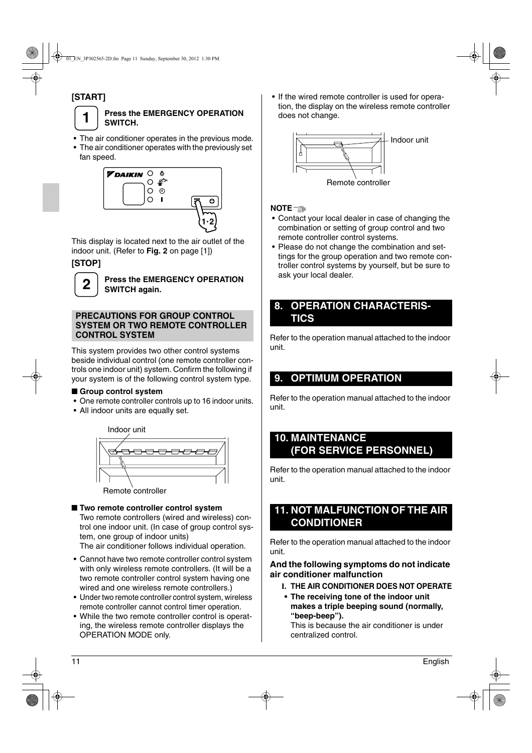**[START]**

**1** **Press the EMERGENCY OPERATION SWITCH.**

- The air conditioner operates in the previous mode.
- The air conditioner operates with the previously set fan speed.

This display is located next to the air outlet of the indoor unit. (Refer to **Fig. 2** on page [1])

**[STOP]**

**2** **Press the EMERGENCY OPERATION SWITCH again.**

### PRECAUTIONS FOR GROUP CONTROL SYSTEM OR TWO REMOTE CONTROLLER CONTROL SYSTEM

This system provides two other control systems beside individual control (one remote controller controls one indoor unit) system. Confirm the following if your system is of the following control system type.

■ **Group control system**

- One remote controller controls up to 16 indoor units.
- All indoor units are equally set.

Indoor unit

Remote controller

■ **Two remote controller control system**

Two remote controllers (wired and wireless) control one indoor unit. (In case of group control system, one group of indoor units)
The air conditioner follows individual operation.

- Cannot have two remote controller control system with only wireless remote controllers. (It will be a two remote controller control system having one wired and one wireless remote controllers.)
- Under two remote controller control system, wireless remote controller cannot control timer operation.
- While the two remote controller control is operating, the wireless remote controller displays the OPERATION MODE only.
- If the wired remote controller is used for operation, the display on the wireless remote controller does not change.

Indoor unit

Remote controller

**NOTE**

- Contact your local dealer in case of changing the combination or setting of group control and two remote controller control systems.
- Please do not change the combination and settings for the group operation and two remote controller control systems by yourself, but be sure to ask your local dealer.

## 8. OPERATION CHARACTERISTICS

Refer to the operation manual attached to the indoor unit.

## 9. OPTIMUM OPERATION

Refer to the operation manual attached to the indoor unit.

## 10. MAINTENANCE (FOR SERVICE PERSONNEL)

Refer to the operation manual attached to the indoor unit.

## 11. NOT MALFUNCTION OF THE AIR CONDITIONER

Refer to the operation manual attached to the indoor unit.

**And the following symptoms do not indicate air conditioner malfunction**

**I. THE AIR CONDITIONER DOES NOT OPERATE**

- **The receiving tone of the indoor unit makes a triple beeping sound (normally, "beep-beep").**
  This is because the air conditioner is under centralized control.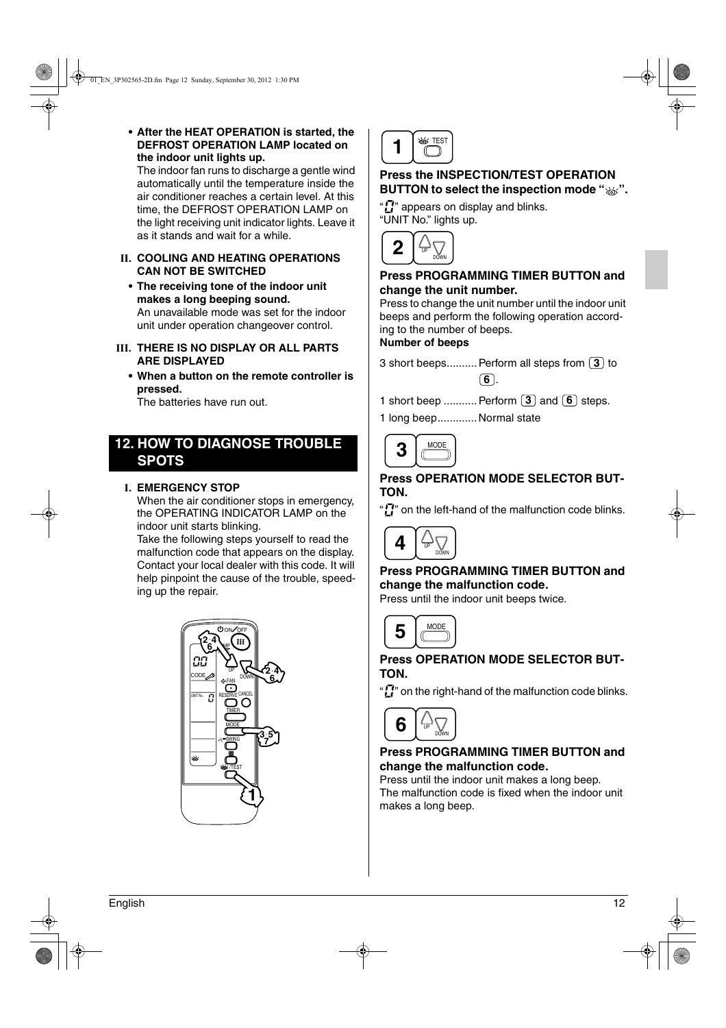- **After the HEAT OPERATION is started, the DEFROST OPERATION LAMP located on the indoor unit lights up.**
  The indoor fan runs to discharge a gentle wind automatically until the temperature inside the air conditioner reaches a certain level. At this time, the DEFROST OPERATION LAMP on the light receiving unit indicator lights. Leave it as it stands and wait for a while.

**II. COOLING AND HEATING OPERATIONS CAN NOT BE SWITCHED**

- **The receiving tone of the indoor unit makes a long beeping sound.**
  An unavailable mode was set for the indoor unit under operation changeover control.

**III. THERE IS NO DISPLAY OR ALL PARTS ARE DISPLAYED**

- **When a button on the remote controller is pressed.**
  The batteries have run out.

## 12. HOW TO DIAGNOSE TROUBLE SPOTS

**I. EMERGENCY STOP**

When the air conditioner stops in emergency, the OPERATING INDICATOR LAMP on the indoor unit starts blinking.
Take the following steps yourself to read the malfunction code that appears on the display. Contact your local dealer with this code. It will help pinpoint the cause of the trouble, speeding up the repair.

**1**

**Press the INSPECTION/TEST OPERATION BUTTON to select the inspection mode " ".**

" " appears on display and blinks.
"UNIT No." lights up.

**2**

**Press PROGRAMMING TIMER BUTTON and change the unit number.**

Press to change the unit number until the indoor unit beeps and perform the following operation according to the number of beeps.

**Number of beeps**

3 short beeps.......... Perform all steps from 3 to 6.

1 short beep ........... Perform 3 and 6 steps.

1 long beep............. Normal state

**3**

**Press OPERATION MODE SELECTOR BUTTON.**

" " on the left-hand of the malfunction code blinks.

**4**

**Press PROGRAMMING TIMER BUTTON and change the malfunction code.**

Press until the indoor unit beeps twice.

**5**

**Press OPERATION MODE SELECTOR BUTTON.**

" " on the right-hand of the malfunction code blinks.

**6**

**Press PROGRAMMING TIMER BUTTON and change the malfunction code.**

Press until the indoor unit makes a long beep.
The malfunction code is fixed when the indoor unit makes a long beep.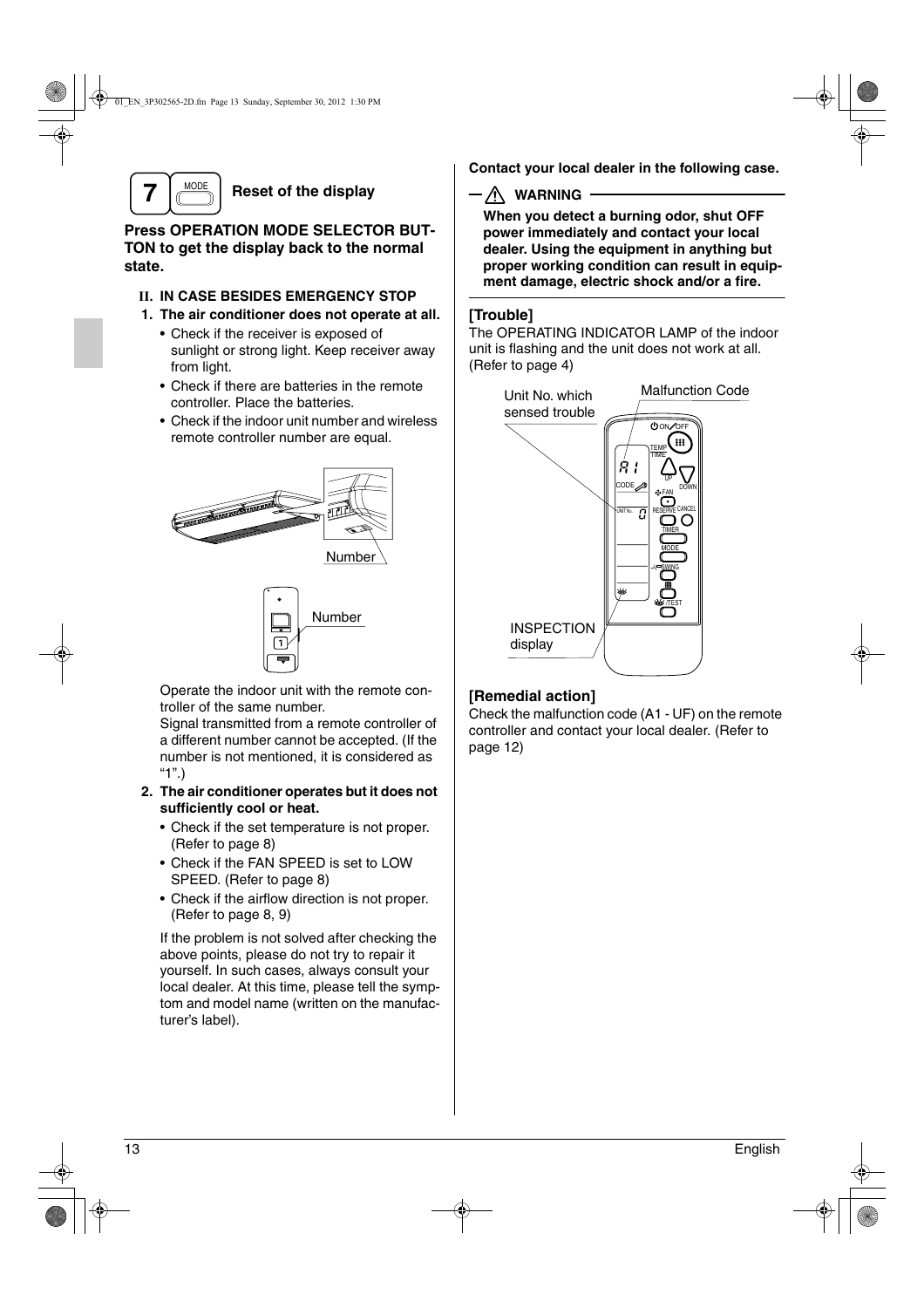## 7 Reset of the display

**Press OPERATION MODE SELECTOR BUTTON to get the display back to the normal state.**

### II. IN CASE BESIDES EMERGENCY STOP

**1. The air conditioner does not operate at all.**

- Check if the receiver is exposed of sunlight or strong light. Keep receiver away from light.
- Check if there are batteries in the remote controller. Place the batteries.
- Check if the indoor unit number and wireless remote controller number are equal.

Number

Number

Operate the indoor unit with the remote controller of the same number.
Signal transmitted from a remote controller of a different number cannot be accepted. (If the number is not mentioned, it is considered as "1".)

**2. The air conditioner operates but it does not sufficiently cool or heat.**

- Check if the set temperature is not proper. (Refer to page 8)
- Check if the FAN SPEED is set to LOW SPEED. (Refer to page 8)
- Check if the airflow direction is not proper. (Refer to page 8, 9)

If the problem is not solved after checking the above points, please do not try to repair it yourself. In such cases, always consult your local dealer. At this time, please tell the symptom and model name (written on the manufacturer's label).

**Contact your local dealer in the following case.**

**⚠ WARNING**

**When you detect a burning odor, shut OFF power immediately and contact your local dealer. Using the equipment in anything but proper working condition can result in equipment damage, electric shock and/or a fire.**

**[Trouble]**

The OPERATING INDICATOR LAMP of the indoor unit is flashing and the unit does not work at all. (Refer to page 4)

Unit No. which sensed trouble

Malfunction Code

INSPECTION display

**[Remedial action]**

Check the malfunction code (A1 - UF) on the remote controller and contact your local dealer. (Refer to page 12)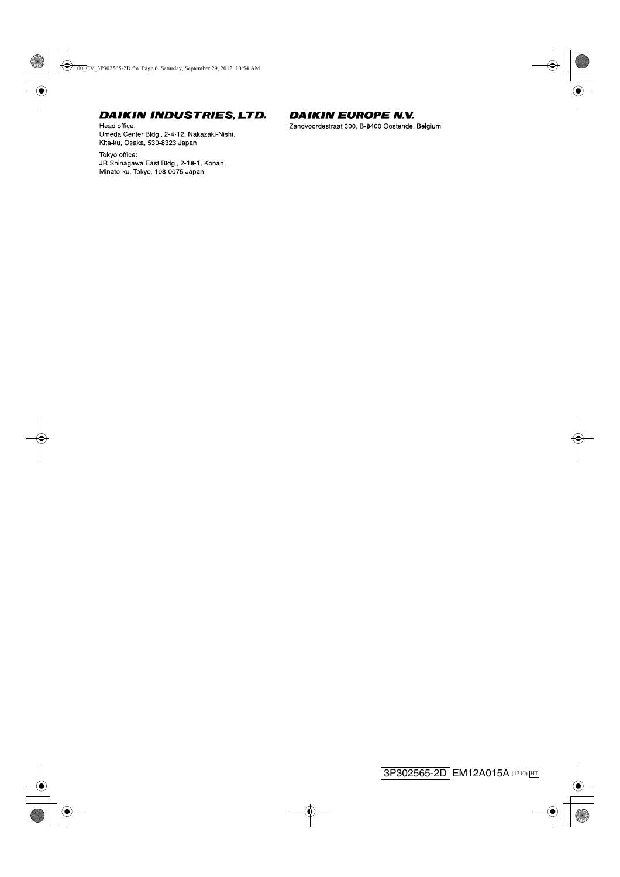**DAIKIN INDUSTRIES, LTD.**

Head office:
Umeda Center Bldg., 2-4-12, Nakazaki-Nishi,
Kita-ku, Osaka, 530-8323 Japan

Tokyo office:
JR Shinagawa East Bldg., 2-18-1, Konan,
Minato-ku, Tokyo, 108-0075 Japan

**DAIKIN EUROPE N.V.**

Zandvoordestraat 300, B-8400 Oostende, Belgium

3P302565-2D EM12A015A (1210) HT